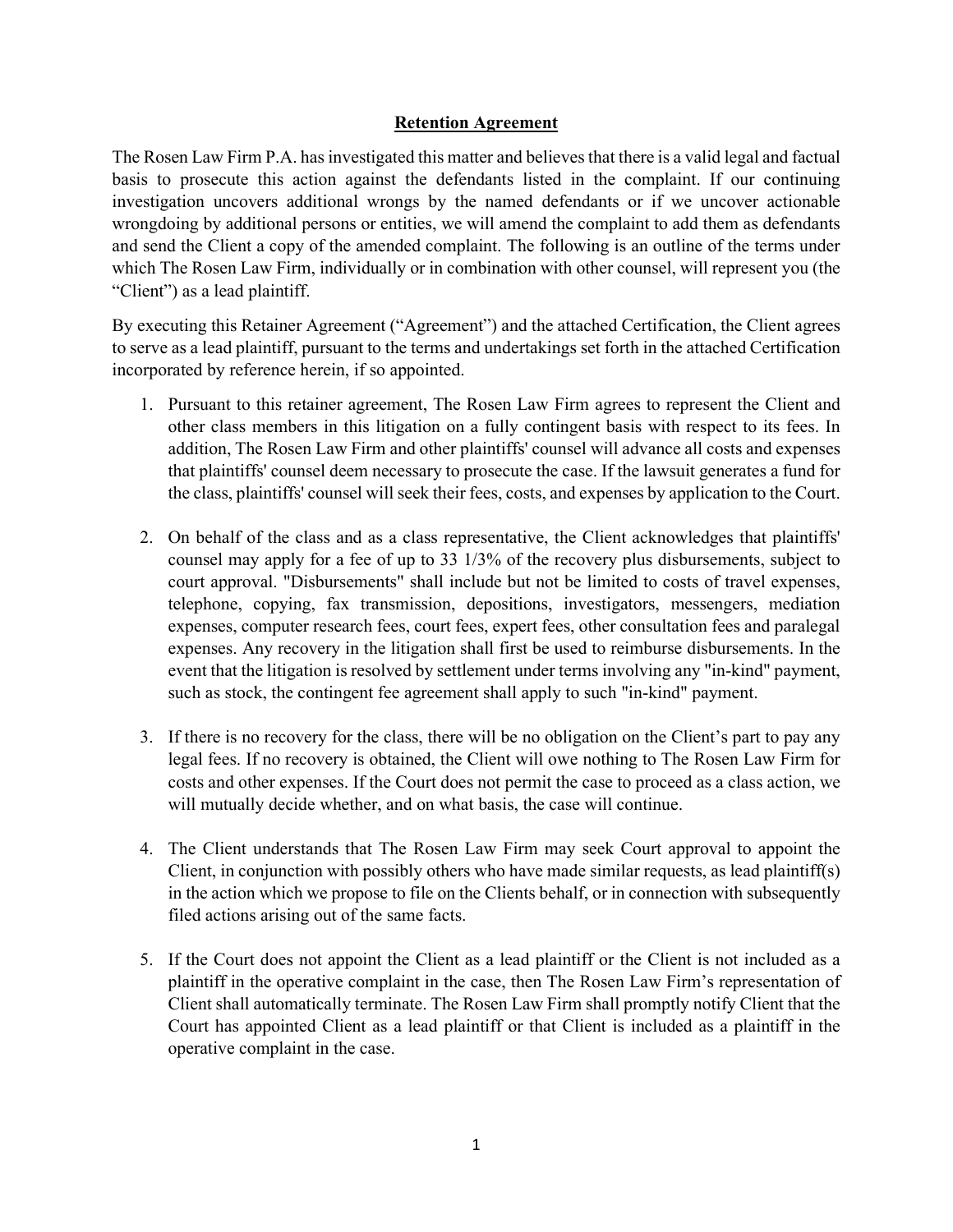# **Retention Agreement**

The Rosen Law Firm P.A. has investigated this matter and believes that there is a valid legal and factual basis to prosecute this action against the defendants listed in the complaint. If our continuing investigation uncovers additional wrongs by the named defendants or if we uncover actionable wrongdoing by additional persons or entities, we will amend the complaint to add them as defendants and send the Client a copy of the amended complaint. The following is an outline of the terms under which The Rosen Law Firm, individually or in combination with other counsel, will represent you (the "Client") as a lead plaintiff.

By executing this Retainer Agreement ("Agreement") and the attached Certification, the Client agrees to serve as a lead plaintiff, pursuant to the terms and undertakings set forth in the attached Certification incorporated by reference herein, if so appointed.

1. Pursuant to this retainer agreement, The Rosen Law Firm agrees to represent the Client and other class members in this litigation on a fully contingent basis with respect to its fees. In addition, The Rosen Law Firm and other plaintiffs' counsel will advance all costs and expenses that plaintiffs' counsel deem necessary to prosecute the case. If the lawsuit generates a fund for the class, plaintiffs' counsel will seek their fees, costs, and expenses by application to the Court.

2. On behalf of the class and as a class representative, the Client acknowledges that plaintiffs' counsel may apply for a fee of up to 33 1/3% of the recovery plus disbursements, subject to court approval. "Disbursements" shall include but not be limited to costs of travel expenses, telephone, copying, fax transmission, depositions, investigators, messengers, mediation expenses, computer research fees, court fees, expert fees, other consultation fees and paralegal expenses. Any recovery in the litigation shall first be used to reimburse disbursements. In the event that the litigation is resolved by settlement under terms involving any "in-kind" payment, such as stock, the contingent fee agreement shall apply to such "in-kind" payment.

3. If there is no recovery for the class, there will be no obligation on the Client's part to pay any legal fees. If no recovery is obtained, the Client will owe nothing to The Rosen Law Firm for costs and other expenses. If the Court does not permit the case to proceed as a class action, we will mutually decide whether, and on what basis, the case will continue.

4. The Client understands that The Rosen Law Firm may seek Court approval to appoint the Client, in conjunction with possibly others who have made similar requests, as lead plaintiff(s) in the action which we propose to file on the Clients behalf, or in connection with subsequently filed actions arising out of the same facts.

5. If the Court does not appoint the Client as a lead plaintiff or the Client is not included as a plaintiff in the operative complaint in the case, then The Rosen Law Firm's representation of Client shall automatically terminate. The Rosen Law Firm shall promptly notify Client that the Court has appointed Client as a lead plaintiff or that Client is included as a plaintiff in the operative complaint in the case.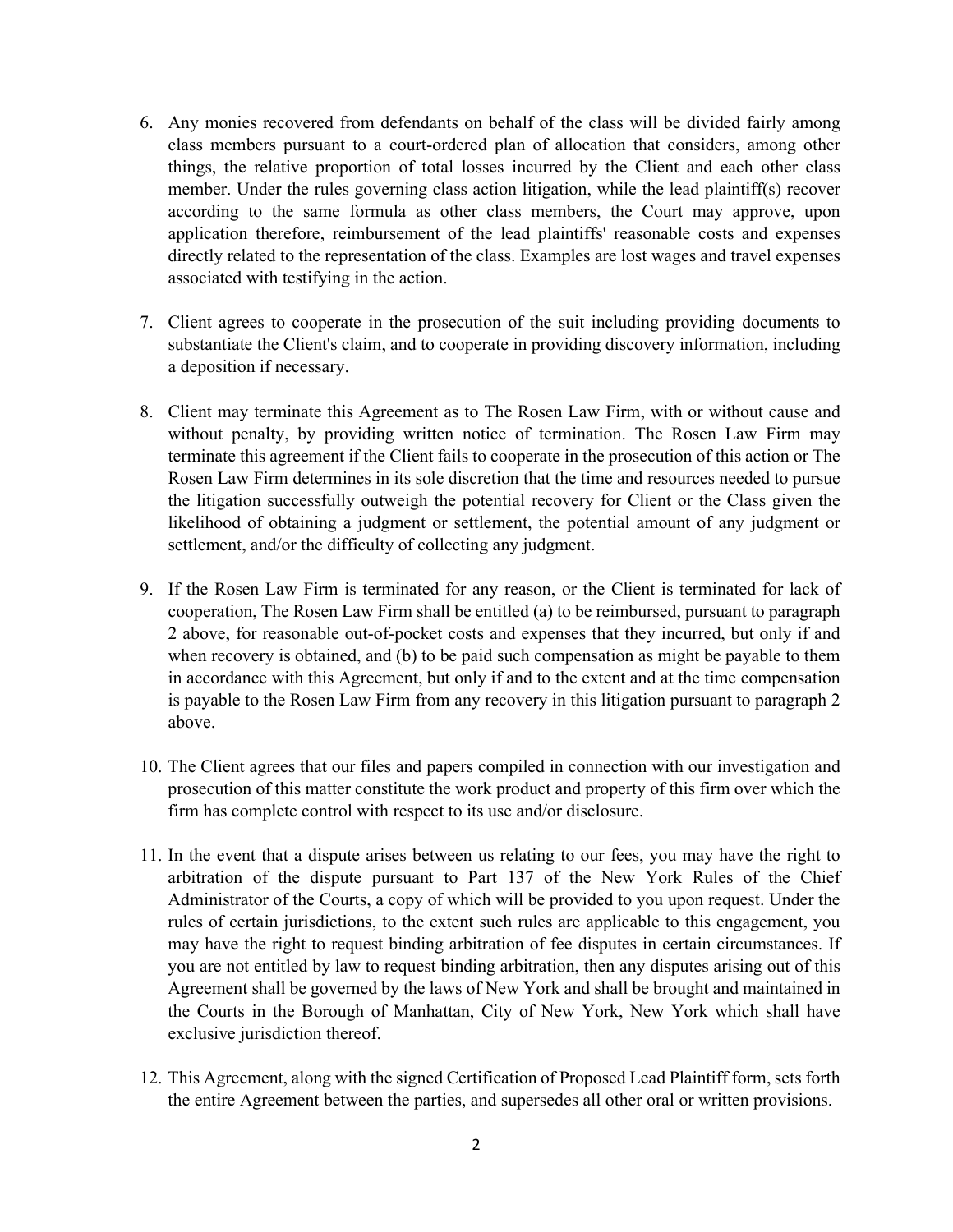6. Any monies recovered from defendants on behalf of the class will be divided fairly among class members pursuant to a court-ordered plan of allocation that considers, among other things, the relative proportion of total losses incurred by the Client and each other class member. Under the rules governing class action litigation, while the lead plaintiff(s) recover according to the same formula as other class members, the Court may approve, upon application therefore, reimbursement of the lead plaintiffs' reasonable costs and expenses directly related to the representation of the class. Examples are lost wages and travel expenses associated with testifying in the action.

7. Client agrees to cooperate in the prosecution of the suit including providing documents to substantiate the Client's claim, and to cooperate in providing discovery information, including a deposition if necessary.

8. Client may terminate this Agreement as to The Rosen Law Firm, with or without cause and without penalty, by providing written notice of termination. The Rosen Law Firm may terminate this agreement if the Client fails to cooperate in the prosecution of this action or The Rosen Law Firm determines in its sole discretion that the time and resources needed to pursue the litigation successfully outweigh the potential recovery for Client or the Class given the likelihood of obtaining a judgment or settlement, the potential amount of any judgment or settlement, and/or the difficulty of collecting any judgment.

9. If the Rosen Law Firm is terminated for any reason, or the Client is terminated for lack of cooperation, The Rosen Law Firm shall be entitled (a) to be reimbursed, pursuant to paragraph 2 above, for reasonable out-of-pocket costs and expenses that they incurred, but only if and when recovery is obtained, and (b) to be paid such compensation as might be payable to them in accordance with this Agreement, but only if and to the extent and at the time compensation is payable to the Rosen Law Firm from any recovery in this litigation pursuant to paragraph 2 above.

10. The Client agrees that our files and papers compiled in connection with our investigation and prosecution of this matter constitute the work product and property of this firm over which the firm has complete control with respect to its use and/or disclosure.

11. In the event that a dispute arises between us relating to our fees, you may have the right to arbitration of the dispute pursuant to Part 137 of the New York Rules of the Chief Administrator of the Courts, a copy of which will be provided to you upon request. Under the rules of certain jurisdictions, to the extent such rules are applicable to this engagement, you may have the right to request binding arbitration of fee disputes in certain circumstances. If you are not entitled by law to request binding arbitration, then any disputes arising out of this Agreement shall be governed by the laws of New York and shall be brought and maintained in the Courts in the Borough of Manhattan, City of New York, New York which shall have exclusive jurisdiction thereof.

12. This Agreement, along with the signed Certification of Proposed Lead Plaintiff form, sets forth the entire Agreement between the parties, and supersedes all other oral or written provisions.